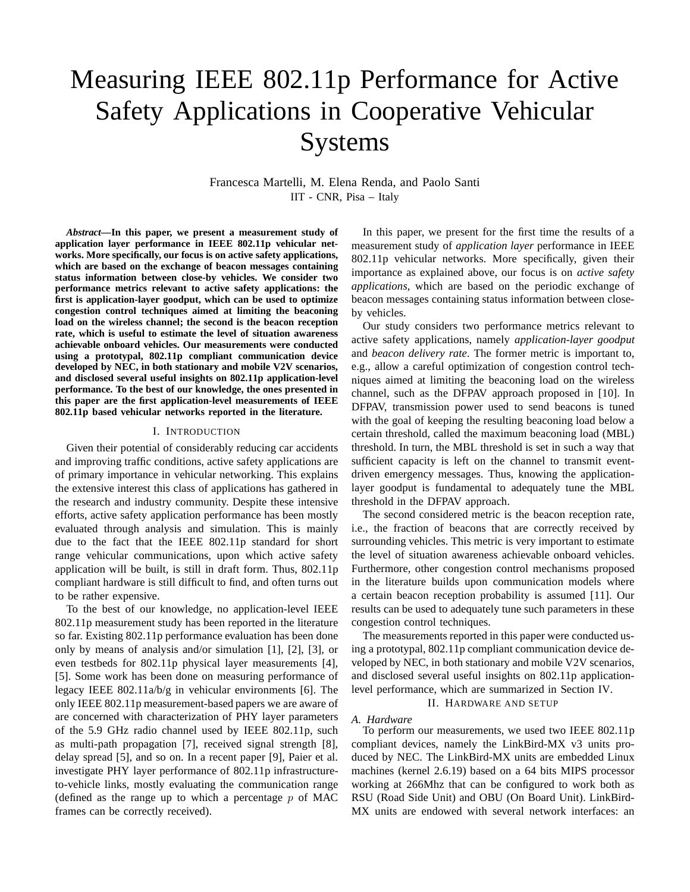# Measuring IEEE 802.11p Performance for Active Safety Applications in Cooperative Vehicular Systems

Francesca Martelli, M. Elena Renda, and Paolo Santi
IIT - CNR, Pisa – Italy

***Abstract*—In this paper, we present a measurement study of application layer performance in IEEE 802.11p vehicular networks. More specifically, our focus is on active safety applications, which are based on the exchange of beacon messages containing status information between close-by vehicles. We consider two performance metrics relevant to active safety applications: the first is application-layer goodput, which can be used to optimize congestion control techniques aimed at limiting the beaconing load on the wireless channel; the second is the beacon reception rate, which is useful to estimate the level of situation awareness achievable onboard vehicles. Our measurements were conducted using a prototypal, 802.11p compliant communication device developed by NEC, in both stationary and mobile V2V scenarios, and disclosed several useful insights on 802.11p application-level performance. To the best of our knowledge, the ones presented in this paper are the first application-level measurements of IEEE 802.11p based vehicular networks reported in the literature.**

## I. Introduction

Given their potential of considerably reducing car accidents and improving traffic conditions, active safety applications are of primary importance in vehicular networking. This explains the extensive interest this class of applications has gathered in the research and industry community. Despite these intensive efforts, active safety application performance has been mostly evaluated through analysis and simulation. This is mainly due to the fact that the IEEE 802.11p standard for short range vehicular communications, upon which active safety application will be built, is still in draft form. Thus, 802.11p compliant hardware is still difficult to find, and often turns out to be rather expensive.

To the best of our knowledge, no application-level IEEE 802.11p measurement study has been reported in the literature so far. Existing 802.11p performance evaluation has been done only by means of analysis and/or simulation [1], [2], [3], or even testbeds for 802.11p physical layer measurements [4], [5]. Some work has been done on measuring performance of legacy IEEE 802.11a/b/g in vehicular environments [6]. The only IEEE 802.11p measurement-based papers we are aware of are concerned with characterization of PHY layer parameters of the 5.9 GHz radio channel used by IEEE 802.11p, such as multi-path propagation [7], received signal strength [8], delay spread [5], and so on. In a recent paper [9], Paier et al. investigate PHY layer performance of 802.11p infrastructure-to-vehicle links, mostly evaluating the communication range (defined as the range up to which a percentage $p$ of MAC frames can be correctly received).

In this paper, we present for the first time the results of a measurement study of *application layer* performance in IEEE 802.11p vehicular networks. More specifically, given their importance as explained above, our focus is on *active safety applications*, which are based on the periodic exchange of beacon messages containing status information between close-by vehicles.

Our study considers two performance metrics relevant to active safety applications, namely *application-layer goodput* and *beacon delivery rate*. The former metric is important to, e.g., allow a careful optimization of congestion control techniques aimed at limiting the beaconing load on the wireless channel, such as the DFPAV approach proposed in [10]. In DFPAV, transmission power used to send beacons is tuned with the goal of keeping the resulting beaconing load below a certain threshold, called the maximum beaconing load (MBL) threshold. In turn, the MBL threshold is set in such a way that sufficient capacity is left on the channel to transmit event-driven emergency messages. Thus, knowing the application-layer goodput is fundamental to adequately tune the MBL threshold in the DFPAV approach.

The second considered metric is the beacon reception rate, i.e., the fraction of beacons that are correctly received by surrounding vehicles. This metric is very important to estimate the level of situation awareness achievable onboard vehicles. Furthermore, other congestion control mechanisms proposed in the literature builds upon communication models where a certain beacon reception probability is assumed [11]. Our results can be used to adequately tune such parameters in these congestion control techniques.

The measurements reported in this paper were conducted using a prototypal, 802.11p compliant communication device developed by NEC, in both stationary and mobile V2V scenarios, and disclosed several useful insights on 802.11p application-level performance, which are summarized in Section IV.

## II. Hardware and Setup

### A. Hardware

To perform our measurements, we used two IEEE 802.11p compliant devices, namely the LinkBird-MX v3 units produced by NEC. The LinkBird-MX units are embedded Linux machines (kernel 2.6.19) based on a 64 bits MIPS processor working at 266Mhz that can be configured to work both as RSU (Road Side Unit) and OBU (On Board Unit). LinkBird-MX units are endowed with several network interfaces: an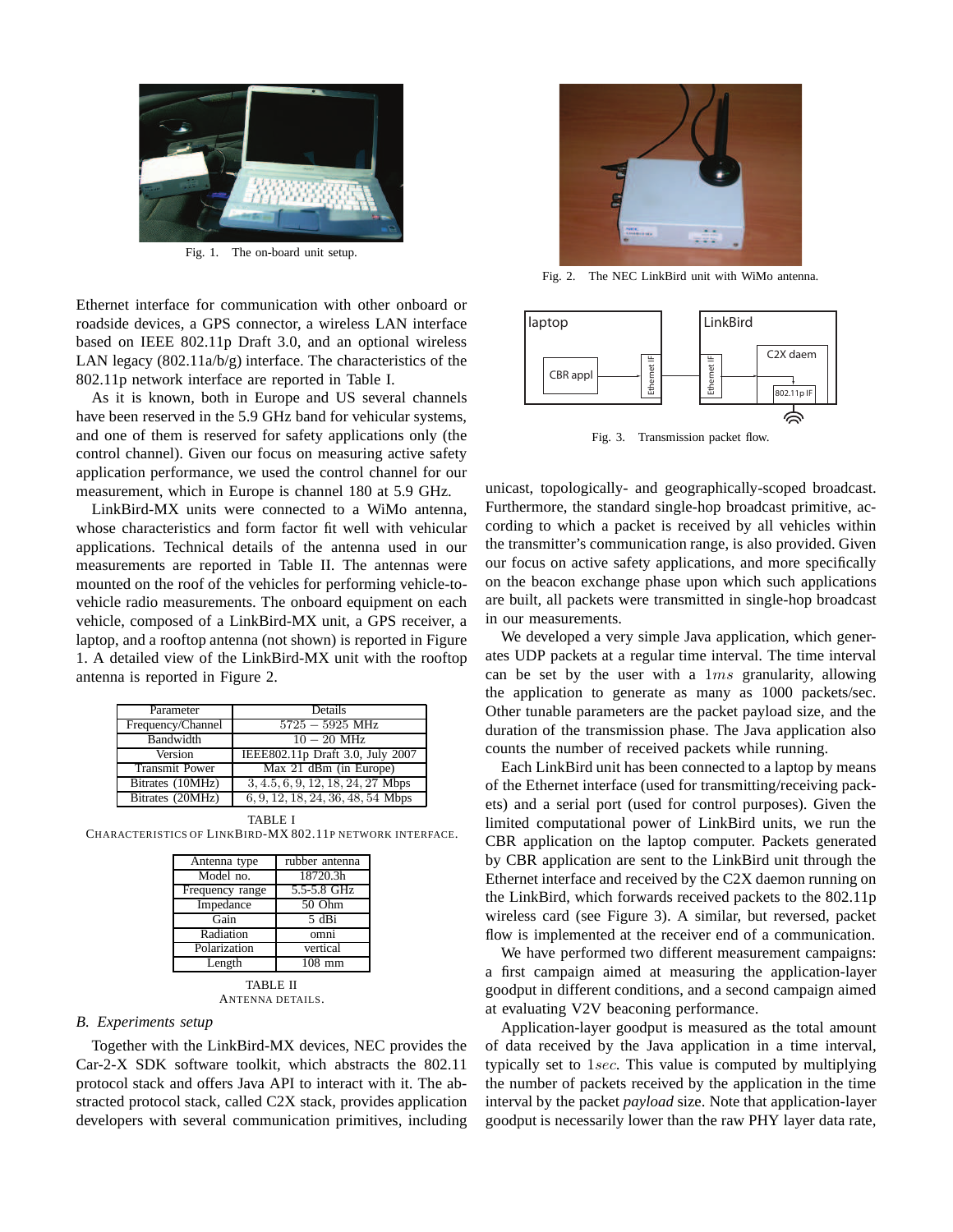Fig. 1. The on-board unit setup.

Fig. 2. The NEC LinkBird unit with WiMo antenna.

Ethernet interface for communication with other onboard or roadside devices, a GPS connector, a wireless LAN interface based on IEEE 802.11p Draft 3.0, and an optional wireless LAN legacy (802.11a/b/g) interface. The characteristics of the 802.11p network interface are reported in Table I.

As it is known, both in Europe and US several channels have been reserved in the 5.9 GHz band for vehicular systems, and one of them is reserved for safety applications only (the control channel). Given our focus on measuring active safety application performance, we used the control channel for our measurement, which in Europe is channel 180 at 5.9 GHz.

LinkBird-MX units were connected to a WiMo antenna, whose characteristics and form factor fit well with vehicular applications. Technical details of the antenna used in our measurements are reported in Table II. The antennas were mounted on the roof of the vehicles for performing vehicle-to-vehicle radio measurements. The onboard equipment on each vehicle, composed of a LinkBird-MX unit, a GPS receiver, a laptop, and a rooftop antenna (not shown) is reported in Figure 1. A detailed view of the LinkBird-MX unit with the rooftop antenna is reported in Figure 2.

| Parameter | Details |
|---|---|
| Frequency/Channel | $5725 - 5925$ MHz |
| Bandwidth | $10 - 20$ MHz |
| Version | IEEE802.11p Draft 3.0, July 2007 |
| Transmit Power | Max 21 dBm (in Europe) |
| Bitrates (10MHz) | 3, 4.5, 6, 9, 12, 18, 24, 27 Mbps |
| Bitrates (20MHz) | 6, 9, 12, 18, 24, 36, 48, 54 Mbps |

TABLE I
CHARACTERISTICS OF LINKBIRD-MX 802.11P NETWORK INTERFACE.

| Antenna type | rubber antenna |
|---|---|
| Model no. | 18720.3h |
| Frequency range | 5.5-5.8 GHz |
| Impedance | 50 Ohm |
| Gain | 5 dBi |
| Radiation | omni |
| Polarization | vertical |
| Length | 108 mm |

TABLE II
ANTENNA DETAILS.

### *B. Experiments setup*

Together with the LinkBird-MX devices, NEC provides the Car-2-X SDK software toolkit, which abstracts the 802.11 protocol stack and offers Java API to interact with it. The abstracted protocol stack, called C2X stack, provides application developers with several communication primitives, including unicast, topologically- and geographically-scoped broadcast. Furthermore, the standard single-hop broadcast primitive, according to which a packet is received by all vehicles within the transmitter's communication range, is also provided. Given our focus on active safety applications, and more specifically on the beacon exchange phase upon which such applications are built, all packets were transmitted in single-hop broadcast in our measurements.

Fig. 3. Transmission packet flow.

We developed a very simple Java application, which generates UDP packets at a regular time interval. The time interval can be set by the user with a $1ms$ granularity, allowing the application to generate as many as 1000 packets/sec. Other tunable parameters are the packet payload size, and the duration of the transmission phase. The Java application also counts the number of received packets while running.

Each LinkBird unit has been connected to a laptop by means of the Ethernet interface (used for transmitting/receiving packets) and a serial port (used for control purposes). Given the limited computational power of LinkBird units, we run the CBR application on the laptop computer. Packets generated by CBR application are sent to the LinkBird unit through the Ethernet interface and received by the C2X daemon running on the LinkBird, which forwards received packets to the 802.11p wireless card (see Figure 3). A similar, but reversed, packet flow is implemented at the receiver end of a communication.

We have performed two different measurement campaigns: a first campaign aimed at measuring the application-layer goodput in different conditions, and a second campaign aimed at evaluating V2V beaconing performance.

Application-layer goodput is measured as the total amount of data received by the Java application in a time interval, typically set to $1sec$. This value is computed by multiplying the number of packets received by the application in the time interval by the packet *payload* size. Note that application-layer goodput is necessarily lower than the raw PHY layer data rate,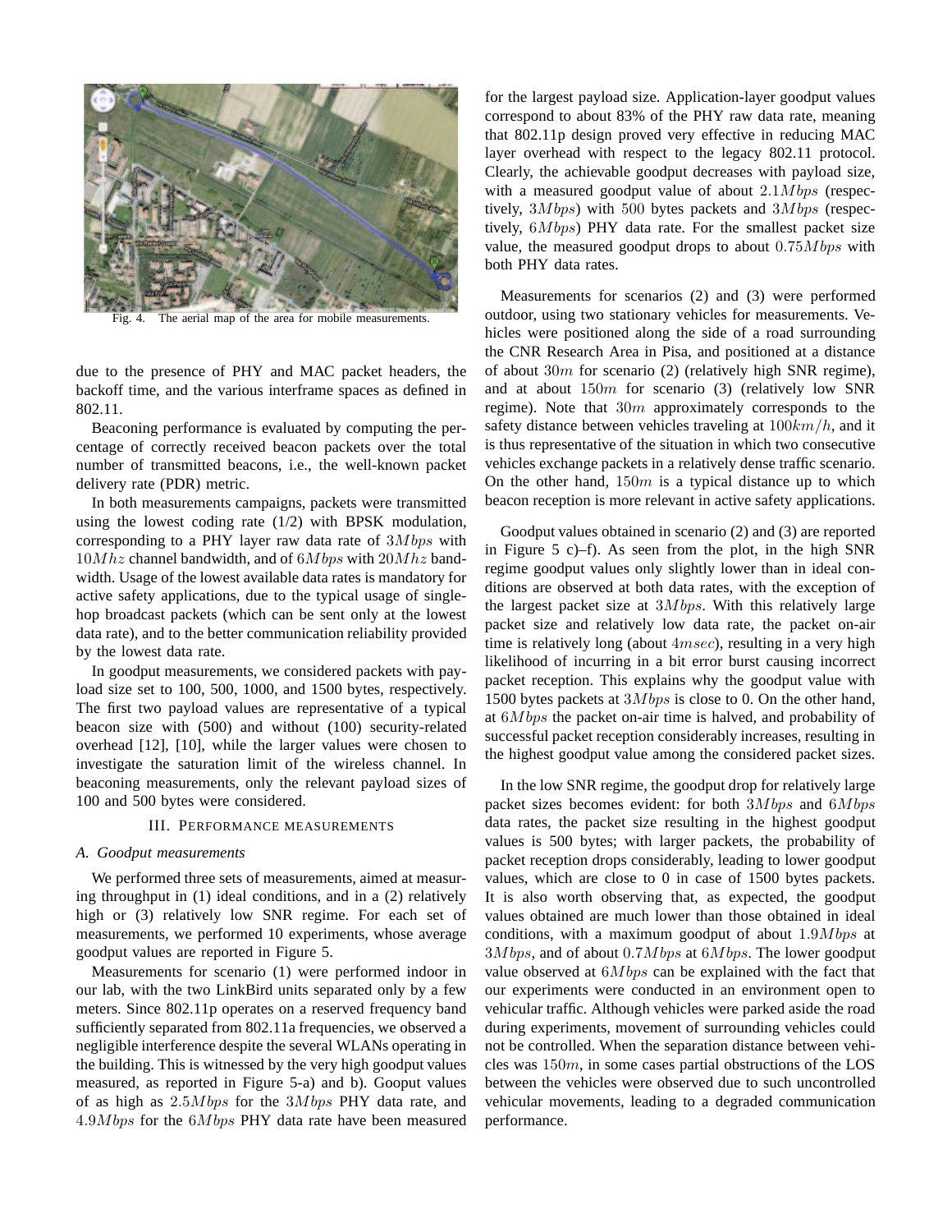Fig. 4. The aerial map of the area for mobile measurements.

due to the presence of PHY and MAC packet headers, the backoff time, and the various interframe spaces as defined in 802.11.

Beaconing performance is evaluated by computing the percentage of correctly received beacon packets over the total number of transmitted beacons, i.e., the well-known packet delivery rate (PDR) metric.

In both measurements campaigns, packets were transmitted using the lowest coding rate (1/2) with BPSK modulation, corresponding to a PHY layer raw data rate of $3Mbps$ with $10Mhz$ channel bandwidth, and of $6Mbps$ with $20Mhz$ bandwidth. Usage of the lowest available data rates is mandatory for active safety applications, due to the typical usage of single-hop broadcast packets (which can be sent only at the lowest data rate), and to the better communication reliability provided by the lowest data rate.

In goodput measurements, we considered packets with payload size set to 100, 500, 1000, and 1500 bytes, respectively. The first two payload values are representative of a typical beacon size with (500) and without (100) security-related overhead [12], [10], while the larger values were chosen to investigate the saturation limit of the wireless channel. In beaconing measurements, only the relevant payload sizes of 100 and 500 bytes were considered.

## III. Performance measurements

### A. Goodput measurements

We performed three sets of measurements, aimed at measuring throughput in (1) ideal conditions, and in a (2) relatively high or (3) relatively low SNR regime. For each set of measurements, we performed 10 experiments, whose average goodput values are reported in Figure 5.

Measurements for scenario (1) were performed indoor in our lab, with the two LinkBird units separated only by a few meters. Since 802.11p operates on a reserved frequency band sufficiently separated from 802.11a frequencies, we observed a negligible interference despite the several WLANs operating in the building. This is witnessed by the very high goodput values measured, as reported in Figure 5-a) and b). Gooput values of as high as $2.5Mbps$ for the $3Mbps$ PHY data rate, and $4.9Mbps$ for the $6Mbps$ PHY data rate have been measured for the largest payload size. Application-layer goodput values correspond to about 83% of the PHY raw data rate, meaning that 802.11p design proved very effective in reducing MAC layer overhead with respect to the legacy 802.11 protocol. Clearly, the achievable goodput decreases with payload size, with a measured goodput value of about $2.1Mbps$ (respectively, $3Mbps$) with $500$ bytes packets and $3Mbps$ (respectively, $6Mbps$) PHY data rate. For the smallest packet size value, the measured goodput drops to about $0.75Mbps$ with both PHY data rates.

Measurements for scenarios (2) and (3) were performed outdoor, using two stationary vehicles for measurements. Vehicles were positioned along the side of a road surrounding the CNR Research Area in Pisa, and positioned at a distance of about $30m$ for scenario (2) (relatively high SNR regime), and at about $150m$ for scenario (3) (relatively low SNR regime). Note that $30m$ approximately corresponds to the safety distance between vehicles traveling at $100km/h$, and it is thus representative of the situation in which two consecutive vehicles exchange packets in a relatively dense traffic scenario. On the other hand, $150m$ is a typical distance up to which beacon reception is more relevant in active safety applications.

Goodput values obtained in scenario (2) and (3) are reported in Figure 5 c)–f). As seen from the plot, in the high SNR regime goodput values only slightly lower than in ideal conditions are observed at both data rates, with the exception of the largest packet size at $3Mbps$. With this relatively large packet size and relatively low data rate, the packet on-air time is relatively long (about $4msec$), resulting in a very high likelihood of incurring in a bit error burst causing incorrect packet reception. This explains why the goodput value with 1500 bytes packets at $3Mbps$ is close to 0. On the other hand, at $6Mbps$ the packet on-air time is halved, and probability of successful packet reception considerably increases, resulting in the highest goodput value among the considered packet sizes.

In the low SNR regime, the goodput drop for relatively large packet sizes becomes evident: for both $3Mbps$ and $6Mbps$ data rates, the packet size resulting in the highest goodput values is 500 bytes; with larger packets, the probability of packet reception drops considerably, leading to lower goodput values, which are close to 0 in case of 1500 bytes packets. It is also worth observing that, as expected, the goodput values obtained are much lower than those obtained in ideal conditions, with a maximum goodput of about $1.9Mbps$ at $3Mbps$, and of about $0.7Mbps$ at $6Mbps$. The lower goodput value observed at $6Mbps$ can be explained with the fact that our experiments were conducted in an environment open to vehicular traffic. Although vehicles were parked aside the road during experiments, movement of surrounding vehicles could not be controlled. When the separation distance between vehicles was $150m$, in some cases partial obstructions of the LOS between the vehicles were observed due to such uncontrolled vehicular movements, leading to a degraded communication performance.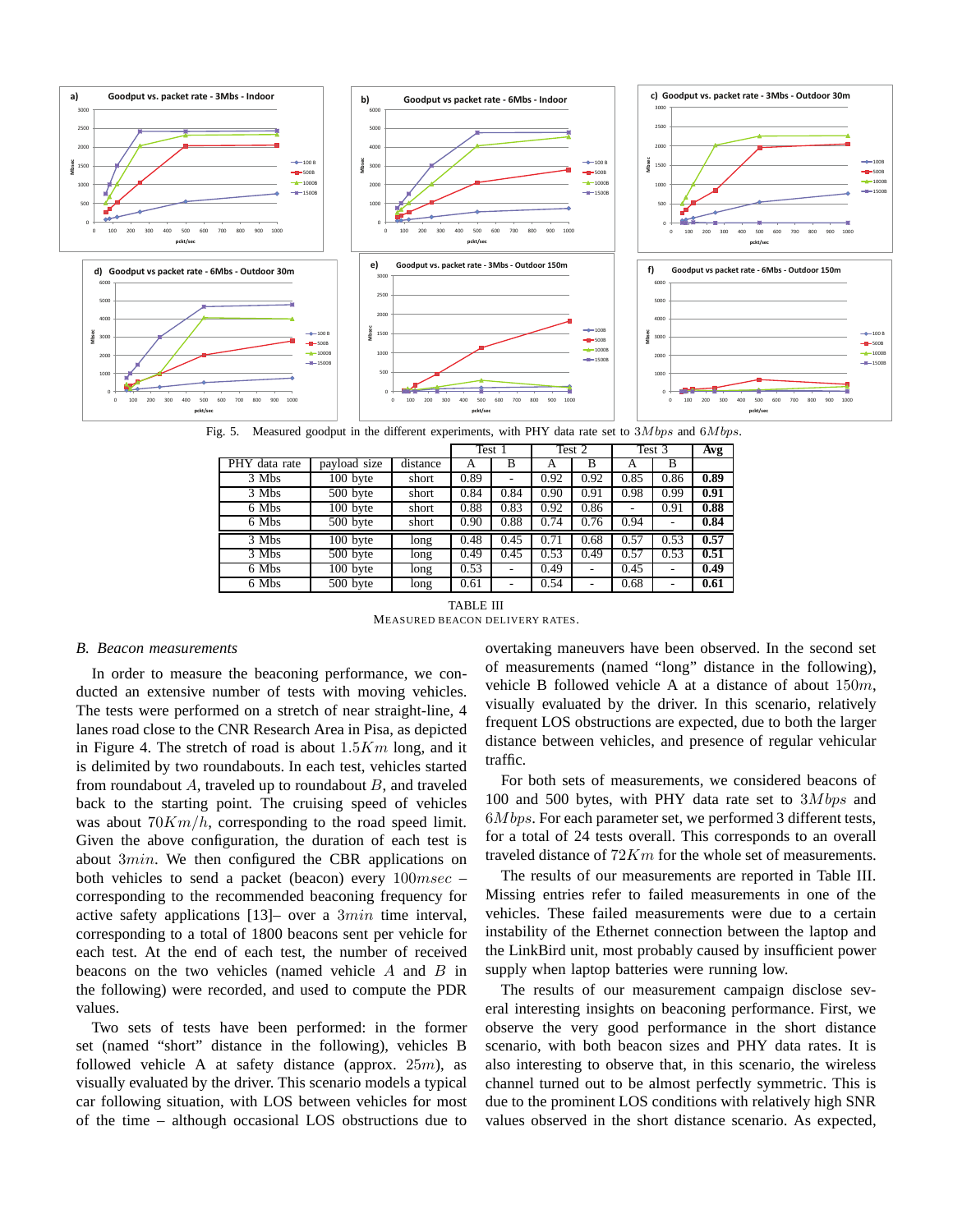Fig. 5. Measured goodput in the different experiments, with PHY data rate set to $3Mbps$ and $6Mbps$.

| PHY data rate | payload size | distance | Test 1 | | Test 2 | | Test 3 | | Avg |
|---|---|---|---|---|---|---|---|---|---|
| | | | A | B | A | B | A | B | |
| 3 Mbs | 100 byte | short | 0.89 | - | 0.92 | 0.92 | 0.85 | 0.86 | **0.89** |
| 3 Mbs | 500 byte | short | 0.84 | 0.84 | 0.90 | 0.91 | 0.98 | 0.99 | **0.91** |
| 6 Mbs | 100 byte | short | 0.88 | 0.83 | 0.92 | 0.86 | - | 0.91 | **0.88** |
| 6 Mbs | 500 byte | short | 0.90 | 0.88 | 0.74 | 0.76 | 0.94 | - | **0.84** |
| 3 Mbs | 100 byte | long | 0.48 | 0.45 | 0.71 | 0.68 | 0.57 | 0.53 | **0.57** |
| 3 Mbs | 500 byte | long | 0.49 | 0.45 | 0.53 | 0.49 | 0.57 | 0.53 | **0.51** |
| 6 Mbs | 100 byte | long | 0.53 | - | 0.49 | - | 0.45 | - | **0.49** |
| 6 Mbs | 500 byte | long | 0.61 | - | 0.54 | - | 0.68 | - | **0.61** |

TABLE III
MEASURED BEACON DELIVERY RATES.

### B. Beacon measurements

In order to measure the beaconing performance, we conducted an extensive number of tests with moving vehicles. The tests were performed on a stretch of near straight-line, 4 lanes road close to the CNR Research Area in Pisa, as depicted in Figure 4. The stretch of road is about $1.5Km$ long, and it is delimited by two roundabouts. In each test, vehicles started from roundabout $A$, traveled up to roundabout $B$, and traveled back to the starting point. The cruising speed of vehicles was about $70Km/h$, corresponding to the road speed limit. Given the above configuration, the duration of each test is about $3min$. We then configured the CBR applications on both vehicles to send a packet (beacon) every $100msec$ – corresponding to the recommended beaconing frequency for active safety applications [13]– over a $3min$ time interval, corresponding to a total of 1800 beacons sent per vehicle for each test. At the end of each test, the number of received beacons on the two vehicles (named vehicle $A$ and $B$ in the following) were recorded, and used to compute the PDR values.

Two sets of tests have been performed: in the former set (named "short" distance in the following), vehicles B followed vehicle A at safety distance (approx. $25m$), as visually evaluated by the driver. This scenario models a typical car following situation, with LOS between vehicles for most of the time – although occasional LOS obstructions due to overtaking maneuvers have been observed. In the second set of measurements (named "long" distance in the following), vehicle B followed vehicle A at a distance of about $150m$, visually evaluated by the driver. In this scenario, relatively frequent LOS obstructions are expected, due to both the larger distance between vehicles, and presence of regular vehicular traffic.

For both sets of measurements, we considered beacons of 100 and 500 bytes, with PHY data rate set to $3Mbps$ and $6Mbps$. For each parameter set, we performed 3 different tests, for a total of 24 tests overall. This corresponds to an overall traveled distance of $72Km$ for the whole set of measurements.

The results of our measurements are reported in Table III. Missing entries refer to failed measurements in one of the vehicles. These failed measurements were due to a certain instability of the Ethernet connection between the laptop and the LinkBird unit, most probably caused by insufficient power supply when laptop batteries were running low.

The results of our measurement campaign disclose several interesting insights on beaconing performance. First, we observe the very good performance in the short distance scenario, with both beacon sizes and PHY data rates. It is also interesting to observe that, in this scenario, the wireless channel turned out to be almost perfectly symmetric. This is due to the prominent LOS conditions with relatively high SNR values observed in the short distance scenario. As expected,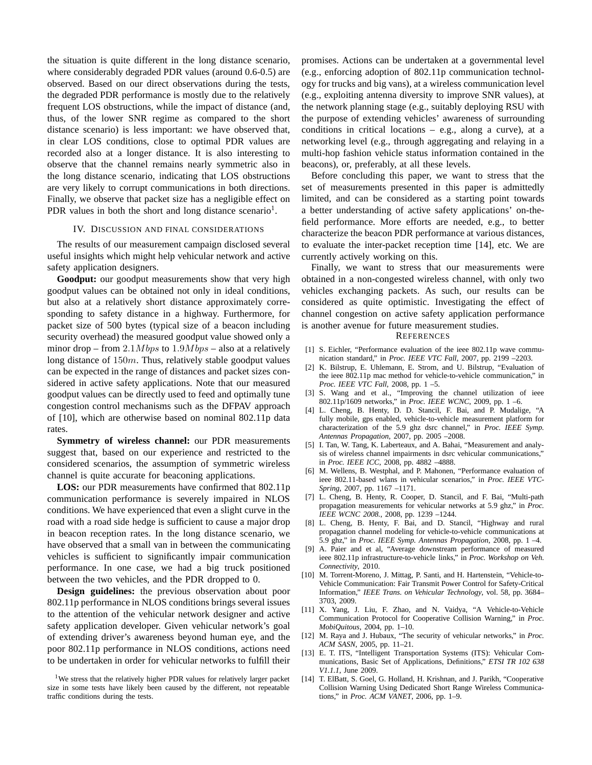the situation is quite different in the long distance scenario, where considerably degraded PDR values (around 0.6-0.5) are observed. Based on our direct observations during the tests, the degraded PDR performance is mostly due to the relatively frequent LOS obstructions, while the impact of distance (and, thus, of the lower SNR regime as compared to the short distance scenario) is less important: we have observed that, in clear LOS conditions, close to optimal PDR values are recorded also at a longer distance. It is also interesting to observe that the channel remains nearly symmetric also in the long distance scenario, indicating that LOS obstructions are very likely to corrupt communications in both directions. Finally, we observe that packet size has a negligible effect on PDR values in both the short and long distance scenario[1].

## IV. Discussion and final considerations

The results of our measurement campaign disclosed several useful insights which might help vehicular network and active safety application designers.

**Goodput:** our goodput measurements show that very high goodput values can be obtained not only in ideal conditions, but also at a relatively short distance approximately corresponding to safety distance in a highway. Furthermore, for packet size of 500 bytes (typical size of a beacon including security overhead) the measured goodput value showed only a minor drop – from $2.1 Mbps$ to $1.9 Mbps$ – also at a relatively long distance of $150 m$. Thus, relatively stable goodput values can be expected in the range of distances and packet sizes considered in active safety applications. Note that our measured goodput values can be directly used to feed and optimally tune congestion control mechanisms such as the DFPAV approach of [10], which are otherwise based on nominal 802.11p data rates.

**Symmetry of wireless channel:** our PDR measurements suggest that, based on our experience and restricted to the considered scenarios, the assumption of symmetric wireless channel is quite accurate for beaconing applications.

**LOS:** our PDR measurements have confirmed that 802.11p communication performance is severely impaired in NLOS conditions. We have experienced that even a slight curve in the road with a road side hedge is sufficient to cause a major drop in beacon reception rates. In the long distance scenario, we have observed that a small van in between the communicating vehicles is sufficient to significantly impair communication performance. In one case, we had a big truck positioned between the two vehicles, and the PDR dropped to 0.

**Design guidelines:** the previous observation about poor 802.11p performance in NLOS conditions brings several issues to the attention of the vehicular network designer and active safety application developer. Given vehicular network's goal of extending driver's awareness beyond human eye, and the poor 802.11p performance in NLOS conditions, actions need to be undertaken in order for vehicular networks to fulfill their promises. Actions can be undertaken at a governmental level (e.g., enforcing adoption of 802.11p communication technology for trucks and big vans), at a wireless communication level (e.g., exploiting antenna diversity to improve SNR values), at the network planning stage (e.g., suitably deploying RSU with the purpose of extending vehicles' awareness of surrounding conditions in critical locations – e.g., along a curve), at a networking level (e.g., through aggregating and relaying in a multi-hop fashion vehicle status information contained in the beacons), or, preferably, at all these levels.

Before concluding this paper, we want to stress that the set of measurements presented in this paper is admittedly limited, and can be considered as a starting point towards a better understanding of active safety applications' on-the-field performance. More efforts are needed, e.g., to better characterize the beacon PDR performance at various distances, to evaluate the inter-packet reception time [14], etc. We are currently actively working on this.

Finally, we want to stress that our measurements were obtained in a non-congested wireless channel, with only two vehicles exchanging packets. As such, our results can be considered as quite optimistic. Investigating the effect of channel congestion on active safety application performance is another avenue for future measurement studies.

[1] We stress that the relatively higher PDR values for relatively larger packet size in some tests have likely been caused by the different, not repeatable traffic conditions during the tests.

## References

[1] S. Eichler, "Performance evaluation of the ieee 802.11p wave communication standard," in *Proc. IEEE VTC Fall*, 2007, pp. 2199 –2203.

[2] K. Bilstrup, E. Uhlemann, E. Strom, and U. Bilstrup, "Evaluation of the ieee 802.11p mac method for vehicle-to-vehicle communication," in *Proc. IEEE VTC Fall*, 2008, pp. 1 –5.

[3] S. Wang and et al., "Improving the channel utilization of ieee 802.11p/1609 networks," in *Proc. IEEE WCNC*, 2009, pp. 1 –6.

[4] L. Cheng, B. Henty, D. D. Stancil, F. Bai, and P. Mudalige, "A fully mobile, gps enabled, vehicle-to-vehicle measurement platform for characterization of the 5.9 ghz dsrc channel," in *Proc. IEEE Symp. Antennas Propagation*, 2007, pp. 2005 –2008.

[5] I. Tan, W. Tang, K. Laberteaux, and A. Bahai, "Measurement and analysis of wireless channel impairments in dsrc vehicular communications," in *Proc. IEEE ICC*, 2008, pp. 4882 –4888.

[6] M. Wellens, B. Westphal, and P. Mahonen, "Performance evaluation of ieee 802.11-based wlans in vehicular scenarios," in *Proc. IEEE VTC-Spring*, 2007, pp. 1167 –1171.

[7] L. Cheng, B. Henty, R. Cooper, D. Stancil, and F. Bai, "Multi-path propagation measurements for vehicular networks at 5.9 ghz," in *Proc. IEEE WCNC 2008.*, 2008, pp. 1239 –1244.

[8] L. Cheng, B. Henty, F. Bai, and D. Stancil, "Highway and rural propagation channel modeling for vehicle-to-vehicle communications at 5.9 ghz," in *Proc. IEEE Symp. Antennas Propagation*, 2008, pp. 1 –4.

[9] A. Paier and et al, "Average downstream performance of measured ieee 802.11p infrastructure-to-vehicle links," in *Proc. Workshop on Veh. Connectivity*, 2010.

[10] M. Torrent-Moreno, J. Mittag, P. Santi, and H. Hartenstein, "Vehicle-to-Vehicle Communication: Fair Transmit Power Control for Safety-Critical Information," *IEEE Trans. on Vehicular Technology*, vol. 58, pp. 3684–3703, 2009.

[11] X. Yang, J. Liu, F. Zhao, and N. Vaidya, "A Vehicle-to-Vehicle Communication Protocol for Cooperative Collision Warning," in *Proc. MobiQuitous*, 2004, pp. 1–10.

[12] M. Raya and J. Hubaux, "The security of vehicular networks," in *Proc. ACM SASN*, 2005, pp. 11–21.

[13] E. T. ITS, "Intelligent Transportation Systems (ITS): Vehicular Communications, Basic Set of Applications, Definitions," *ETSI TR 102 638 V1.1.1*, June 2009.

[14] T. ElBatt, S. Goel, G. Holland, H. Krishnan, and J. Parikh, "Cooperative Collision Warning Using Dedicated Short Range Wireless Communications," in *Proc. ACM VANET*, 2006, pp. 1–9.